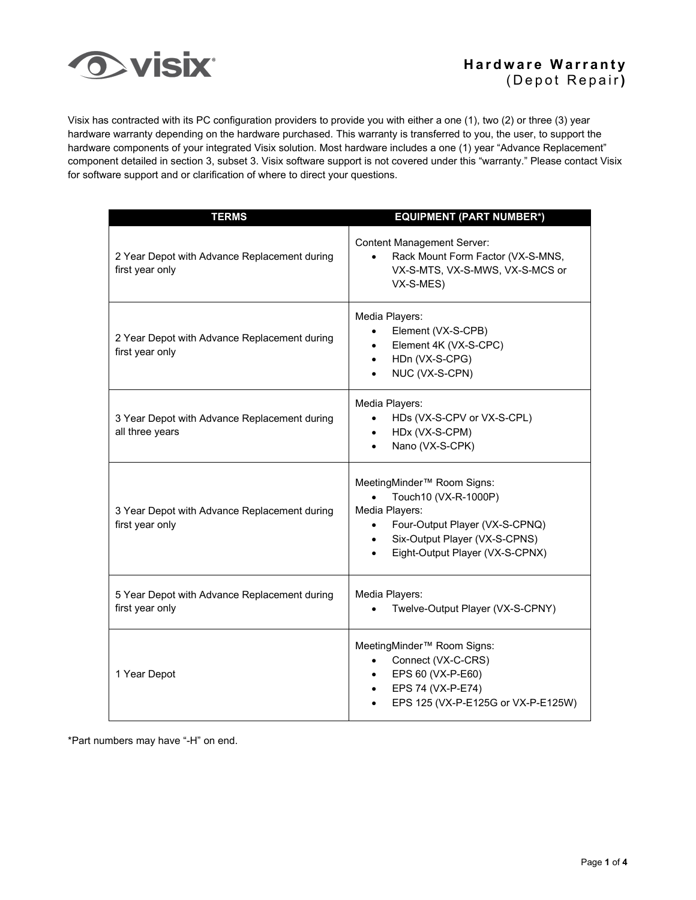# Hardware Warranty
## (Depot Repair)

Visix has contracted with its PC configuration providers to provide you with either a one (1), two (2) or three (3) year hardware warranty depending on the hardware purchased. This warranty is transferred to you, the user, to support the hardware components of your integrated Visix solution. Most hardware includes a one (1) year "Advance Replacement" component detailed in section 3, subset 3. Visix software support is not covered under this "warranty." Please contact Visix for software support and or clarification of where to direct your questions.

| TERMS | EQUIPMENT (PART NUMBER*) |
|---|---|
| 2 Year Depot with Advance Replacement during first year only | Content Management Server:<br>• Rack Mount Form Factor (VX-S-MNS, VX-S-MTS, VX-S-MWS, VX-S-MCS or VX-S-MES) |
| 2 Year Depot with Advance Replacement during first year only | Media Players:<br>• Element (VX-S-CPB)<br>• Element 4K (VX-S-CPC)<br>• HDn (VX-S-CPG)<br>• NUC (VX-S-CPN) |
| 3 Year Depot with Advance Replacement during all three years | Media Players:<br>• HDs (VX-S-CPV or VX-S-CPL)<br>• HDx (VX-S-CPM)<br>• Nano (VX-S-CPK) |
| 3 Year Depot with Advance Replacement during first year only | MeetingMinder™ Room Signs:<br>• Touch10 (VX-R-1000P)<br>Media Players:<br>• Four-Output Player (VX-S-CPNQ)<br>• Six-Output Player (VX-S-CPNS)<br>• Eight-Output Player (VX-S-CPNX) |
| 5 Year Depot with Advance Replacement during first year only | Media Players:<br>• Twelve-Output Player (VX-S-CPNY) |
| 1 Year Depot | MeetingMinder™ Room Signs:<br>• Connect (VX-C-CRS)<br>• EPS 60 (VX-P-E60)<br>• EPS 74 (VX-P-E74)<br>• EPS 125 (VX-P-E125G or VX-P-E125W) |

*Part numbers may have "-H" on end.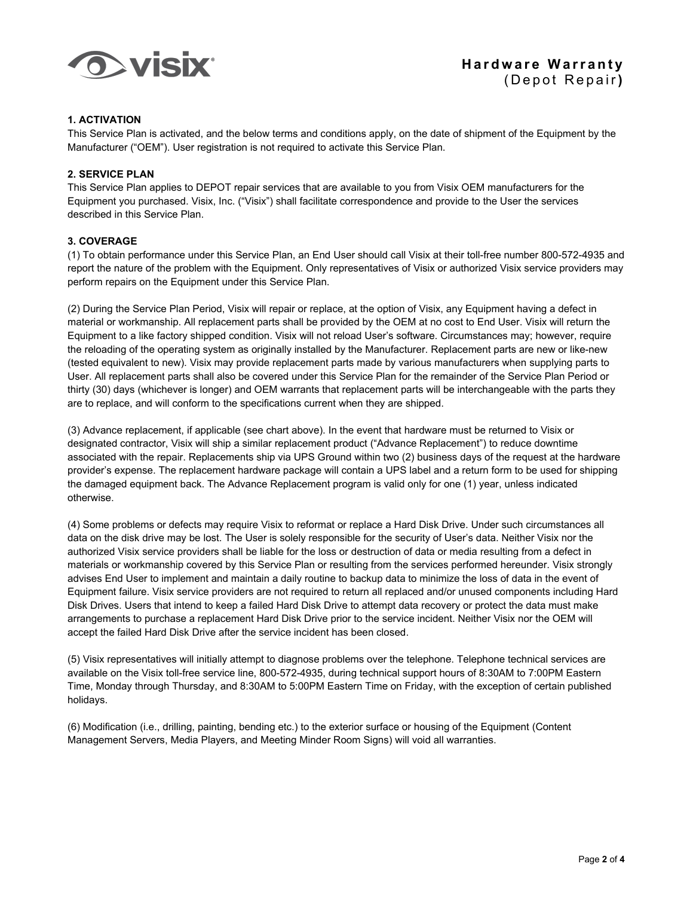# Hardware Warranty
## (Depot Repair)

**1. ACTIVATION**

This Service Plan is activated, and the below terms and conditions apply, on the date of shipment of the Equipment by the Manufacturer ("OEM"). User registration is not required to activate this Service Plan.

**2. SERVICE PLAN**

This Service Plan applies to DEPOT repair services that are available to you from Visix OEM manufacturers for the Equipment you purchased. Visix, Inc. ("Visix") shall facilitate correspondence and provide to the User the services described in this Service Plan.

**3. COVERAGE**

(1) To obtain performance under this Service Plan, an End User should call Visix at their toll-free number 800-572-4935 and report the nature of the problem with the Equipment. Only representatives of Visix or authorized Visix service providers may perform repairs on the Equipment under this Service Plan.

(2) During the Service Plan Period, Visix will repair or replace, at the option of Visix, any Equipment having a defect in material or workmanship. All replacement parts shall be provided by the OEM at no cost to End User. Visix will return the Equipment to a like factory shipped condition. Visix will not reload User's software. Circumstances may; however, require the reloading of the operating system as originally installed by the Manufacturer. Replacement parts are new or like-new (tested equivalent to new). Visix may provide replacement parts made by various manufacturers when supplying parts to User. All replacement parts shall also be covered under this Service Plan for the remainder of the Service Plan Period or thirty (30) days (whichever is longer) and OEM warrants that replacement parts will be interchangeable with the parts they are to replace, and will conform to the specifications current when they are shipped.

(3) Advance replacement, if applicable (see chart above). In the event that hardware must be returned to Visix or designated contractor, Visix will ship a similar replacement product ("Advance Replacement") to reduce downtime associated with the repair. Replacements ship via UPS Ground within two (2) business days of the request at the hardware provider's expense. The replacement hardware package will contain a UPS label and a return form to be used for shipping the damaged equipment back. The Advance Replacement program is valid only for one (1) year, unless indicated otherwise.

(4) Some problems or defects may require Visix to reformat or replace a Hard Disk Drive. Under such circumstances all data on the disk drive may be lost. The User is solely responsible for the security of User's data. Neither Visix nor the authorized Visix service providers shall be liable for the loss or destruction of data or media resulting from a defect in materials or workmanship covered by this Service Plan or resulting from the services performed hereunder. Visix strongly advises End User to implement and maintain a daily routine to backup data to minimize the loss of data in the event of Equipment failure. Visix service providers are not required to return all replaced and/or unused components including Hard Disk Drives. Users that intend to keep a failed Hard Disk Drive to attempt data recovery or protect the data must make arrangements to purchase a replacement Hard Disk Drive prior to the service incident. Neither Visix nor the OEM will accept the failed Hard Disk Drive after the service incident has been closed.

(5) Visix representatives will initially attempt to diagnose problems over the telephone. Telephone technical services are available on the Visix toll-free service line, 800-572-4935, during technical support hours of 8:30AM to 7:00PM Eastern Time, Monday through Thursday, and 8:30AM to 5:00PM Eastern Time on Friday, with the exception of certain published holidays.

(6) Modification (i.e., drilling, painting, bending etc.) to the exterior surface or housing of the Equipment (Content Management Servers, Media Players, and Meeting Minder Room Signs) will void all warranties.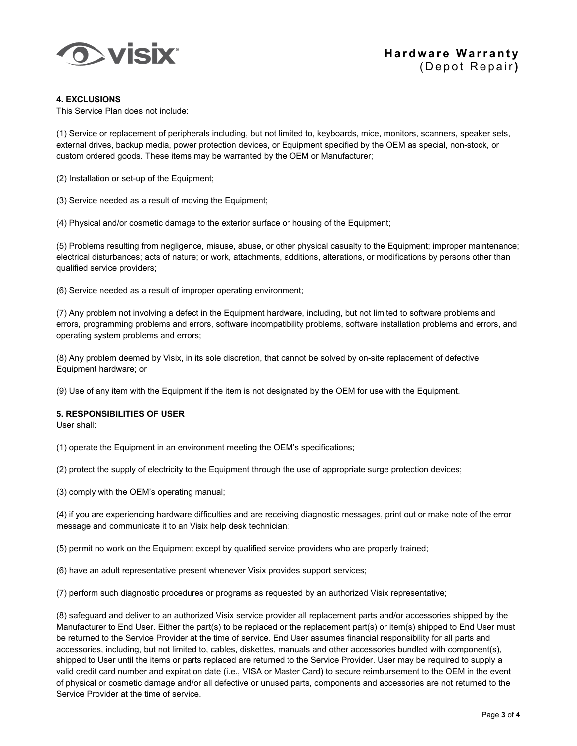#### 4. EXCLUSIONS

This Service Plan does not include:

(1) Service or replacement of peripherals including, but not limited to, keyboards, mice, monitors, scanners, speaker sets, external drives, backup media, power protection devices, or Equipment specified by the OEM as special, non-stock, or custom ordered goods. These items may be warranted by the OEM or Manufacturer;

(2) Installation or set-up of the Equipment;

(3) Service needed as a result of moving the Equipment;

(4) Physical and/or cosmetic damage to the exterior surface or housing of the Equipment;

(5) Problems resulting from negligence, misuse, abuse, or other physical casualty to the Equipment; improper maintenance; electrical disturbances; acts of nature; or work, attachments, additions, alterations, or modifications by persons other than qualified service providers;

(6) Service needed as a result of improper operating environment;

(7) Any problem not involving a defect in the Equipment hardware, including, but not limited to software problems and errors, programming problems and errors, software incompatibility problems, software installation problems and errors, and operating system problems and errors;

(8) Any problem deemed by Visix, in its sole discretion, that cannot be solved by on-site replacement of defective Equipment hardware; or

(9) Use of any item with the Equipment if the item is not designated by the OEM for use with the Equipment.

#### 5. RESPONSIBILITIES OF USER

User shall:

(1) operate the Equipment in an environment meeting the OEM's specifications;

(2) protect the supply of electricity to the Equipment through the use of appropriate surge protection devices;

(3) comply with the OEM's operating manual;

(4) if you are experiencing hardware difficulties and are receiving diagnostic messages, print out or make note of the error message and communicate it to an Visix help desk technician;

(5) permit no work on the Equipment except by qualified service providers who are properly trained;

(6) have an adult representative present whenever Visix provides support services;

(7) perform such diagnostic procedures or programs as requested by an authorized Visix representative;

(8) safeguard and deliver to an authorized Visix service provider all replacement parts and/or accessories shipped by the Manufacturer to End User. Either the part(s) to be replaced or the replacement part(s) or item(s) shipped to End User must be returned to the Service Provider at the time of service. End User assumes financial responsibility for all parts and accessories, including, but not limited to, cables, diskettes, manuals and other accessories bundled with component(s), shipped to User until the items or parts replaced are returned to the Service Provider. User may be required to supply a valid credit card number and expiration date (i.e., VISA or Master Card) to secure reimbursement to the OEM in the event of physical or cosmetic damage and/or all defective or unused parts, components and accessories are not returned to the Service Provider at the time of service.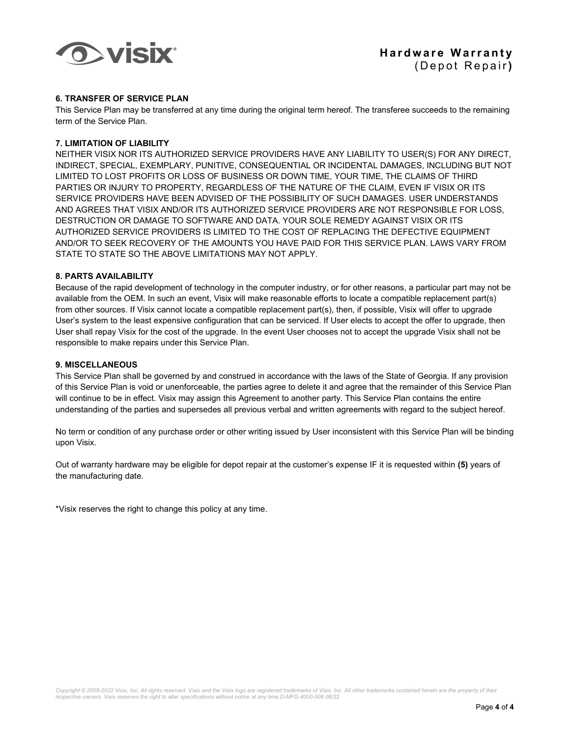## 6. TRANSFER OF SERVICE PLAN

This Service Plan may be transferred at any time during the original term hereof. The transferee succeeds to the remaining term of the Service Plan.

## 7. LIMITATION OF LIABILITY

NEITHER VISIX NOR ITS AUTHORIZED SERVICE PROVIDERS HAVE ANY LIABILITY TO USER(S) FOR ANY DIRECT, INDIRECT, SPECIAL, EXEMPLARY, PUNITIVE, CONSEQUENTIAL OR INCIDENTAL DAMAGES, INCLUDING BUT NOT LIMITED TO LOST PROFITS OR LOSS OF BUSINESS OR DOWN TIME, YOUR TIME, THE CLAIMS OF THIRD PARTIES OR INJURY TO PROPERTY, REGARDLESS OF THE NATURE OF THE CLAIM, EVEN IF VISIX OR ITS SERVICE PROVIDERS HAVE BEEN ADVISED OF THE POSSIBILITY OF SUCH DAMAGES. USER UNDERSTANDS AND AGREES THAT VISIX AND/OR ITS AUTHORIZED SERVICE PROVIDERS ARE NOT RESPONSIBLE FOR LOSS, DESTRUCTION OR DAMAGE TO SOFTWARE AND DATA. YOUR SOLE REMEDY AGAINST VISIX OR ITS AUTHORIZED SERVICE PROVIDERS IS LIMITED TO THE COST OF REPLACING THE DEFECTIVE EQUIPMENT AND/OR TO SEEK RECOVERY OF THE AMOUNTS YOU HAVE PAID FOR THIS SERVICE PLAN. LAWS VARY FROM STATE TO STATE SO THE ABOVE LIMITATIONS MAY NOT APPLY.

## 8. PARTS AVAILABILITY

Because of the rapid development of technology in the computer industry, or for other reasons, a particular part may not be available from the OEM. In such an event, Visix will make reasonable efforts to locate a compatible replacement part(s) from other sources. If Visix cannot locate a compatible replacement part(s), then, if possible, Visix will offer to upgrade User's system to the least expensive configuration that can be serviced. If User elects to accept the offer to upgrade, then User shall repay Visix for the cost of the upgrade. In the event User chooses not to accept the upgrade Visix shall not be responsible to make repairs under this Service Plan.

## 9. MISCELLANEOUS

This Service Plan shall be governed by and construed in accordance with the laws of the State of Georgia. If any provision of this Service Plan is void or unenforceable, the parties agree to delete it and agree that the remainder of this Service Plan will continue to be in effect. Visix may assign this Agreement to another party. This Service Plan contains the entire understanding of the parties and supersedes all previous verbal and written agreements with regard to the subject hereof.

No term or condition of any purchase order or other writing issued by User inconsistent with this Service Plan will be binding upon Visix.

Out of warranty hardware may be eligible for depot repair at the customer's expense IF it is requested within **(5)** years of the manufacturing date.

*Visix reserves the right to change this policy at any time.

*Copyright © 2009-2022 Visix, Inc. All rights reserved. Visix and the Visix logo are registered trademarks of Visix, Inc. All other trademarks contained herein are the property of their respective owners. Visix reserves the right to alter specifications without notice at any time.D-MFG-4000-006 06/22*